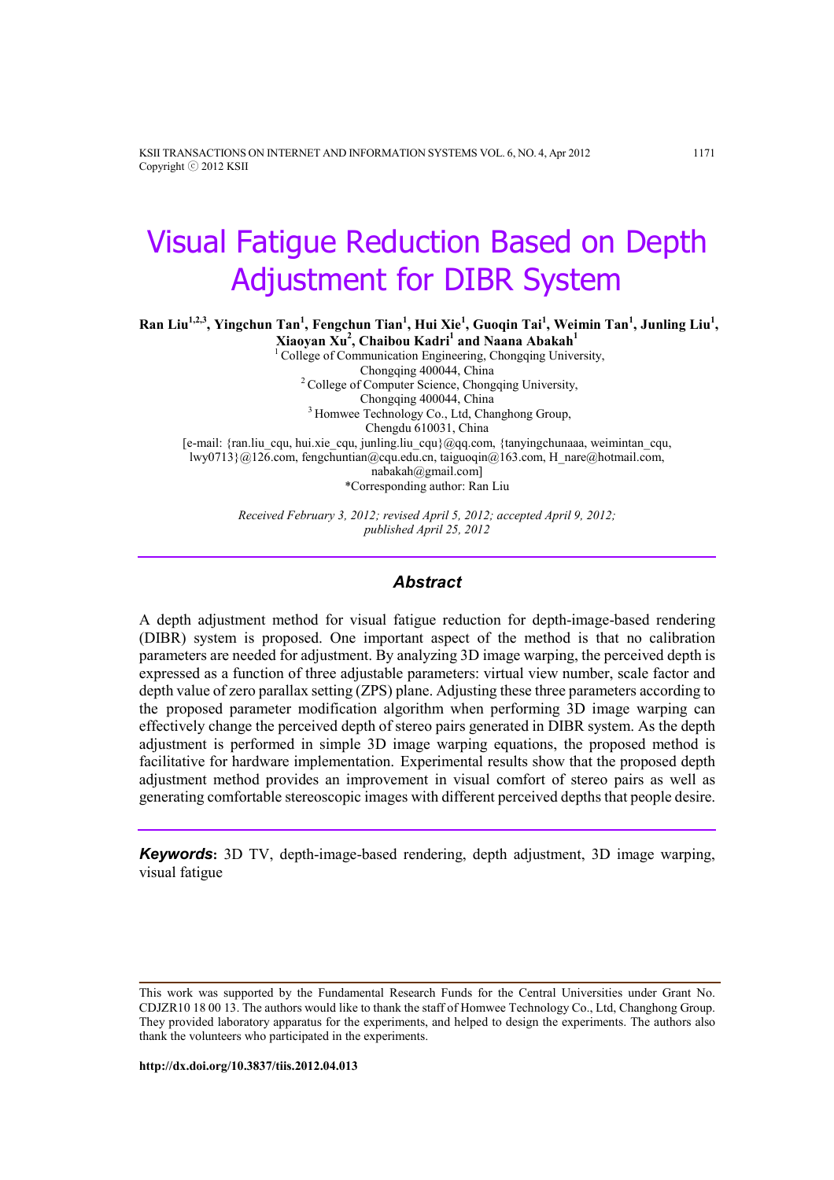# Visual Fatigue Reduction Based on Depth Adjustment for DIBR System

**Ran Liu[1,2,3], Yingchun Tan[1], Fengchun Tian[1], Hui Xie[1], Guoqin Tai[1], Weimin Tan[1], Junling Liu[1], Xiaoyan Xu[2], Chaibou Kadri[1] and Naana Abakah[1]**

[1] College of Communication Engineering, Chongqing University,
Chongqing 400044, China
[2] College of Computer Science, Chongqing University,
Chongqing 400044, China
[3] Homwee Technology Co., Ltd, Changhong Group,
Chengdu 610031, China
[e-mail: {ran.liu_cqu, hui.xie_cqu, junling.liu_cqu}@qq.com, {tanyingchunaaa, weimintan_cqu, lwy0713}@126.com, fengchuntian@cqu.edu.cn, taiguoqin@163.com, H_nare@hotmail.com, nabakah@gmail.com]
*Corresponding author: Ran Liu

*Received February 3, 2012; revised April 5, 2012; accepted April 9, 2012; published April 25, 2012*

## *Abstract*

A depth adjustment method for visual fatigue reduction for depth-image-based rendering (DIBR) system is proposed. One important aspect of the method is that no calibration parameters are needed for adjustment. By analyzing 3D image warping, the perceived depth is expressed as a function of three adjustable parameters: virtual view number, scale factor and depth value of zero parallax setting (ZPS) plane. Adjusting these three parameters according to the proposed parameter modification algorithm when performing 3D image warping can effectively change the perceived depth of stereo pairs generated in DIBR system. As the depth adjustment is performed in simple 3D image warping equations, the proposed method is facilitative for hardware implementation. Experimental results show that the proposed depth adjustment method provides an improvement in visual comfort of stereo pairs as well as generating comfortable stereoscopic images with different perceived depths that people desire.

***Keywords*:** 3D TV, depth-image-based rendering, depth adjustment, 3D image warping, visual fatigue

---

This work was supported by the Fundamental Research Funds for the Central Universities under Grant No. CDJZR10 18 00 13. The authors would like to thank the staff of Homwee Technology Co., Ltd, Changhong Group. They provided laboratory apparatus for the experiments, and helped to design the experiments. The authors also thank the volunteers who participated in the experiments.

**http://dx.doi.org/10.3837/tiis.2012.04.013**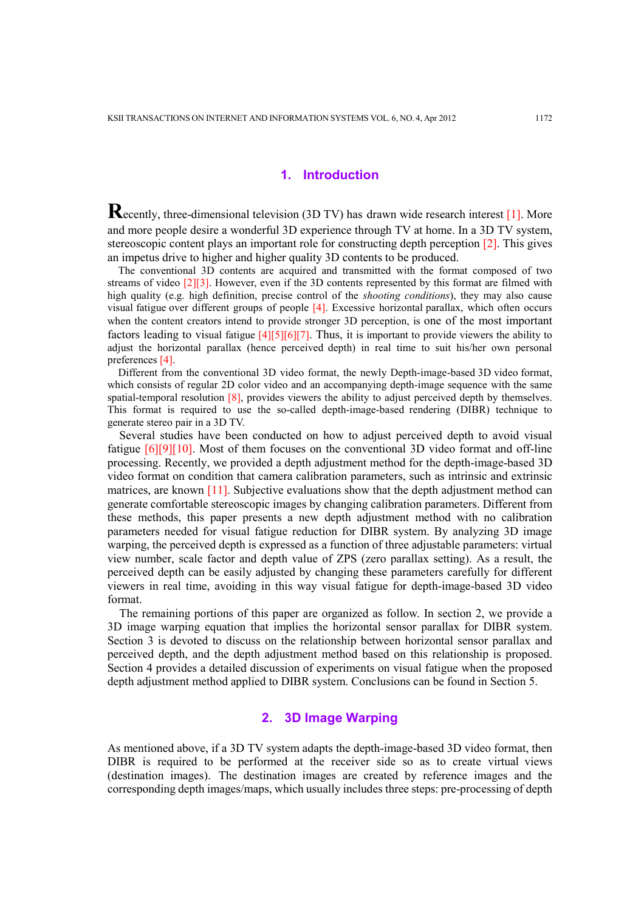## 1. Introduction

Recently, three-dimensional television (3D TV) has drawn wide research interest [1]. More and more people desire a wonderful 3D experience through TV at home. In a 3D TV system, stereoscopic content plays an important role for constructing depth perception [2]. This gives an impetus drive to higher and higher quality 3D contents to be produced.

The conventional 3D contents are acquired and transmitted with the format composed of two streams of video [2][3]. However, even if the 3D contents represented by this format are filmed with high quality (e.g. high definition, precise control of the *shooting conditions*), they may also cause visual fatigue over different groups of people [4]. Excessive horizontal parallax, which often occurs when the content creators intend to provide stronger 3D perception, is one of the most important factors leading to visual fatigue [4][5][6][7]. Thus, it is important to provide viewers the ability to adjust the horizontal parallax (hence perceived depth) in real time to suit his/her own personal preferences [4].

Different from the conventional 3D video format, the newly Depth-image-based 3D video format, which consists of regular 2D color video and an accompanying depth-image sequence with the same spatial-temporal resolution [8], provides viewers the ability to adjust perceived depth by themselves. This format is required to use the so-called depth-image-based rendering (DIBR) technique to generate stereo pair in a 3D TV.

Several studies have been conducted on how to adjust perceived depth to avoid visual fatigue [6][9][10]. Most of them focuses on the conventional 3D video format and off-line processing. Recently, we provided a depth adjustment method for the depth-image-based 3D video format on condition that camera calibration parameters, such as intrinsic and extrinsic matrices, are known [11]. Subjective evaluations show that the depth adjustment method can generate comfortable stereoscopic images by changing calibration parameters. Different from these methods, this paper presents a new depth adjustment method with no calibration parameters needed for visual fatigue reduction for DIBR system. By analyzing 3D image warping, the perceived depth is expressed as a function of three adjustable parameters: virtual view number, scale factor and depth value of ZPS (zero parallax setting). As a result, the perceived depth can be easily adjusted by changing these parameters carefully for different viewers in real time, avoiding in this way visual fatigue for depth-image-based 3D video format.

The remaining portions of this paper are organized as follow. In section 2, we provide a 3D image warping equation that implies the horizontal sensor parallax for DIBR system. Section 3 is devoted to discuss on the relationship between horizontal sensor parallax and perceived depth, and the depth adjustment method based on this relationship is proposed. Section 4 provides a detailed discussion of experiments on visual fatigue when the proposed depth adjustment method applied to DIBR system. Conclusions can be found in Section 5.

## 2. 3D Image Warping

As mentioned above, if a 3D TV system adapts the depth-image-based 3D video format, then DIBR is required to be performed at the receiver side so as to create virtual views (destination images). The destination images are created by reference images and the corresponding depth images/maps, which usually includes three steps: pre-processing of depth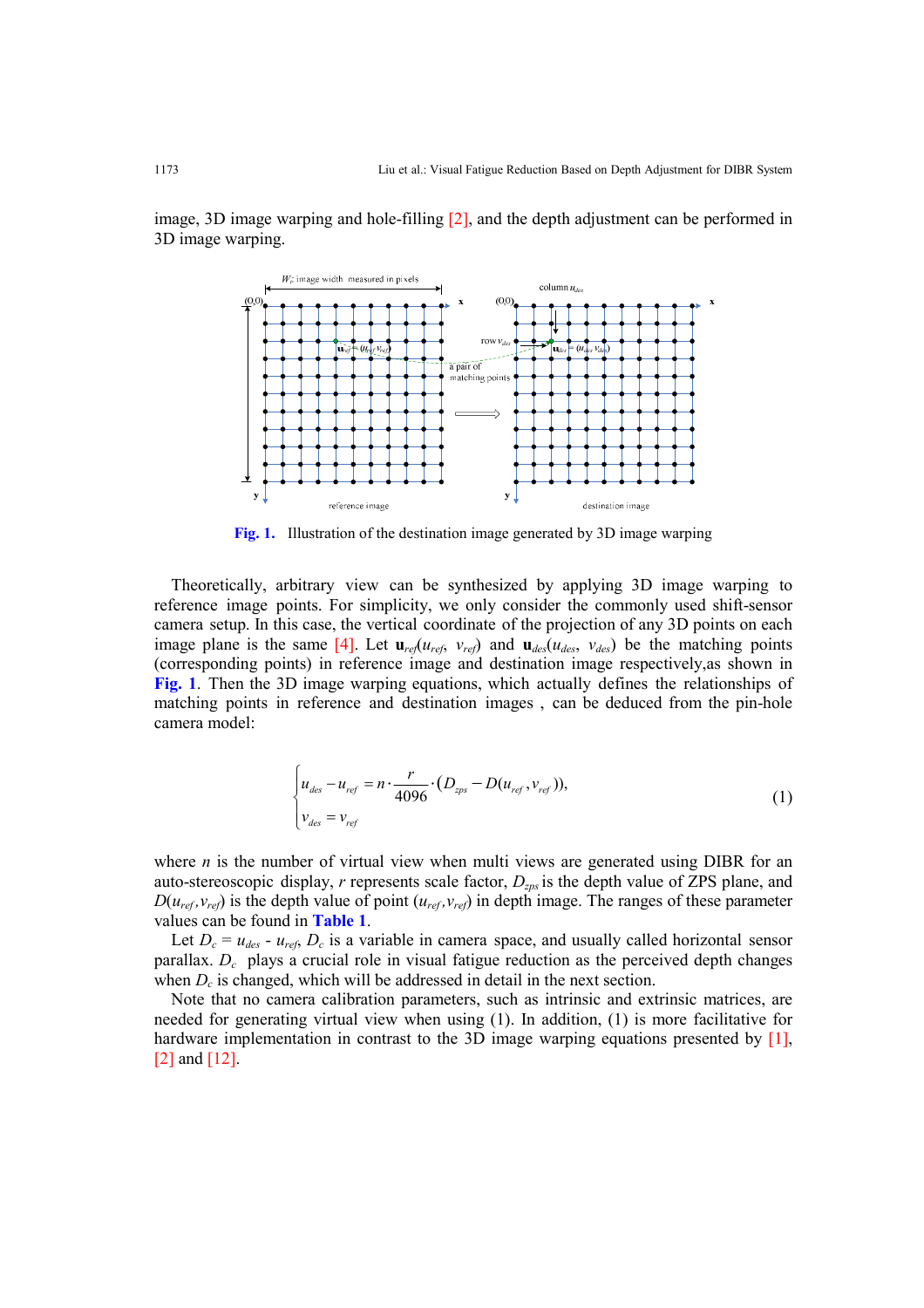image, 3D image warping and hole-filling [2], and the depth adjustment can be performed in 3D image warping.

Fig. 1. Illustration of the destination image generated by 3D image warping

Theoretically, arbitrary view can be synthesized by applying 3D image warping to reference image points. For simplicity, we only consider the commonly used shift-sensor camera setup. In this case, the vertical coordinate of the projection of any 3D points on each image plane is the same [4]. Let $\mathbf{u}_{ref}(u_{ref}, v_{ref})$ and $\mathbf{u}_{des}(u_{des}, v_{des})$ be the matching points (corresponding points) in reference image and destination image respectively,as shown in Fig. 1. Then the 3D image warping equations, which actually defines the relationships of matching points in reference and destination images , can be deduced from the pin-hole camera model:

$$\begin{cases} u_{des} - u_{ref} = n \cdot \dfrac{r}{4096} \cdot (D_{zps} - D(u_{ref}, v_{ref})), \\ v_{des} = v_{ref} \end{cases} \tag{1}$$

where $n$ is the number of virtual view when multi views are generated using DIBR for an auto-stereoscopic display, $r$ represents scale factor, $D_{zps}$ is the depth value of ZPS plane, and $D(u_{ref},v_{ref})$ is the depth value of point $(u_{ref},v_{ref})$ in depth image. The ranges of these parameter values can be found in Table 1.

Let $D_c = u_{des}$ - $u_{ref}$, $D_c$ is a variable in camera space, and usually called horizontal sensor parallax. $D_c$ plays a crucial role in visual fatigue reduction as the perceived depth changes when $D_c$ is changed, which will be addressed in detail in the next section.

Note that no camera calibration parameters, such as intrinsic and extrinsic matrices, are needed for generating virtual view when using (1). In addition, (1) is more facilitative for hardware implementation in contrast to the 3D image warping equations presented by [1], [2] and [12].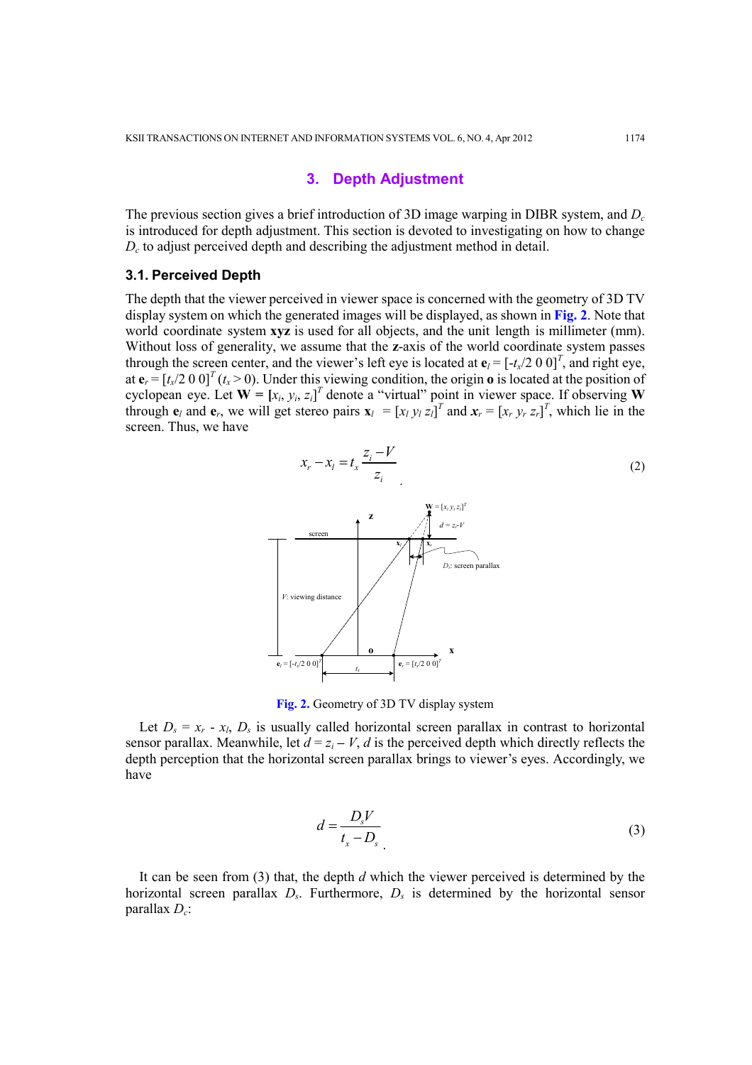## 3. Depth Adjustment

The previous section gives a brief introduction of 3D image warping in DIBR system, and $D_c$ is introduced for depth adjustment. This section is devoted to investigating on how to change $D_c$ to adjust perceived depth and describing the adjustment method in detail.

### 3.1. Perceived Depth

The depth that the viewer perceived in viewer space is concerned with the geometry of 3D TV display system on which the generated images will be displayed, as shown in Fig. 2. Note that world coordinate system **xyz** is used for all objects, and the unit length is millimeter (mm). Without loss of generality, we assume that the **z**-axis of the world coordinate system passes through the screen center, and the viewer's left eye is located at $\mathbf{e}_l = [-t_x/2\ 0\ 0]^T$, and right eye, at $\mathbf{e}_r = [t_x/2\ 0\ 0]^T$ ($t_x > 0$). Under this viewing condition, the origin **o** is located at the position of cyclopean eye. Let $\mathbf{W} = [x_i, y_i, z_i]^T$ denote a "virtual" point in viewer space. If observing **W** through $\mathbf{e}_l$ and $\mathbf{e}_r$, we will get stereo pairs $\mathbf{x}_l = [x_l\ y_l\ z_l]^T$ and $\boldsymbol{x}_r = [x_r\ y_r\ z_r]^T$, which lie in the screen. Thus, we have

$$x_r - x_l = t_x \frac{z_i - V}{z_i} \tag{2}$$

**Fig. 2.** Geometry of 3D TV display system

Let $D_s = x_r - x_l$, $D_s$ is usually called horizontal screen parallax in contrast to horizontal sensor parallax. Meanwhile, let $d = z_i - V$, $d$ is the perceived depth which directly reflects the depth perception that the horizontal screen parallax brings to viewer's eyes. Accordingly, we have

$$d = \frac{D_s V}{t_x - D_s} \tag{3}$$

It can be seen from (3) that, the depth $d$ which the viewer perceived is determined by the horizontal screen parallax $D_s$. Furthermore, $D_s$ is determined by the horizontal sensor parallax $D_c$: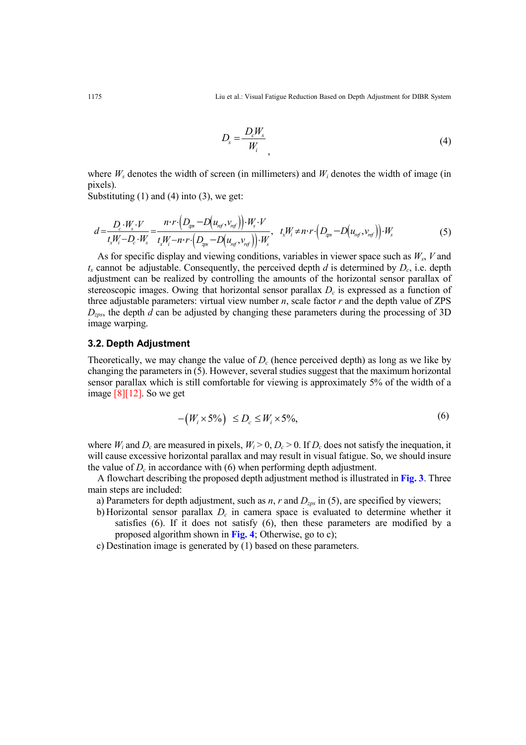$$D_s = \frac{D_c W_s}{W_i}, \tag{4}$$

where $W_s$ denotes the width of screen (in millimeters) and $W_i$ denotes the width of image (in pixels).

Substituting (1) and (4) into (3), we get:

$$d = \frac{D_c \cdot W_s \cdot V}{t_x W_i - D_c \cdot W_s} = \frac{n \cdot r \cdot \left(D_{zps} - D\left(u_{ref}, v_{ref}\right)\right) \cdot W_s \cdot V}{t_x W_i - n \cdot r \cdot \left(D_{zps} - D\left(u_{ref}, v_{ref}\right)\right) \cdot W_s}, \quad t_x W_i \neq n \cdot r \cdot \left(D_{zps} - D\left(u_{ref}, v_{ref}\right)\right) \cdot W_s \tag{5}$$

As for specific display and viewing conditions, variables in viewer space such as $W_s$, $V$ and $t_x$ cannot be adjustable. Consequently, the perceived depth $d$ is determined by $D_c$, i.e. depth adjustment can be realized by controlling the amounts of the horizontal sensor parallax of stereoscopic images. Owing that horizontal sensor parallax $D_c$ is expressed as a function of three adjustable parameters: virtual view number $n$, scale factor $r$ and the depth value of ZPS $D_{zps}$, the depth $d$ can be adjusted by changing these parameters during the processing of 3D image warping.

### 3.2. Depth Adjustment

Theoretically, we may change the value of $D_c$ (hence perceived depth) as long as we like by changing the parameters in (5). However, several studies suggest that the maximum horizontal sensor parallax which is still comfortable for viewing is approximately 5% of the width of a image [8][12]. So we get

$$-\left(W_i \times 5\%\right) \leq D_c \leq W_i \times 5\%, \tag{6}$$

where $W_i$ and $D_c$ are measured in pixels, $W_i > 0$, $D_c > 0$. If $D_c$ does not satisfy the inequation, it will cause excessive horizontal parallax and may result in visual fatigue. So, we should insure the value of $D_c$ in accordance with (6) when performing depth adjustment.

A flowchart describing the proposed depth adjustment method is illustrated in **Fig. 3**. Three main steps are included:

a) Parameters for depth adjustment, such as $n$, $r$ and $D_{zps}$ in (5), are specified by viewers;

b) Horizontal sensor parallax $D_c$ in camera space is evaluated to determine whether it satisfies (6). If it does not satisfy (6), then these parameters are modified by a proposed algorithm shown in **Fig. 4**; Otherwise, go to c);

c) Destination image is generated by (1) based on these parameters.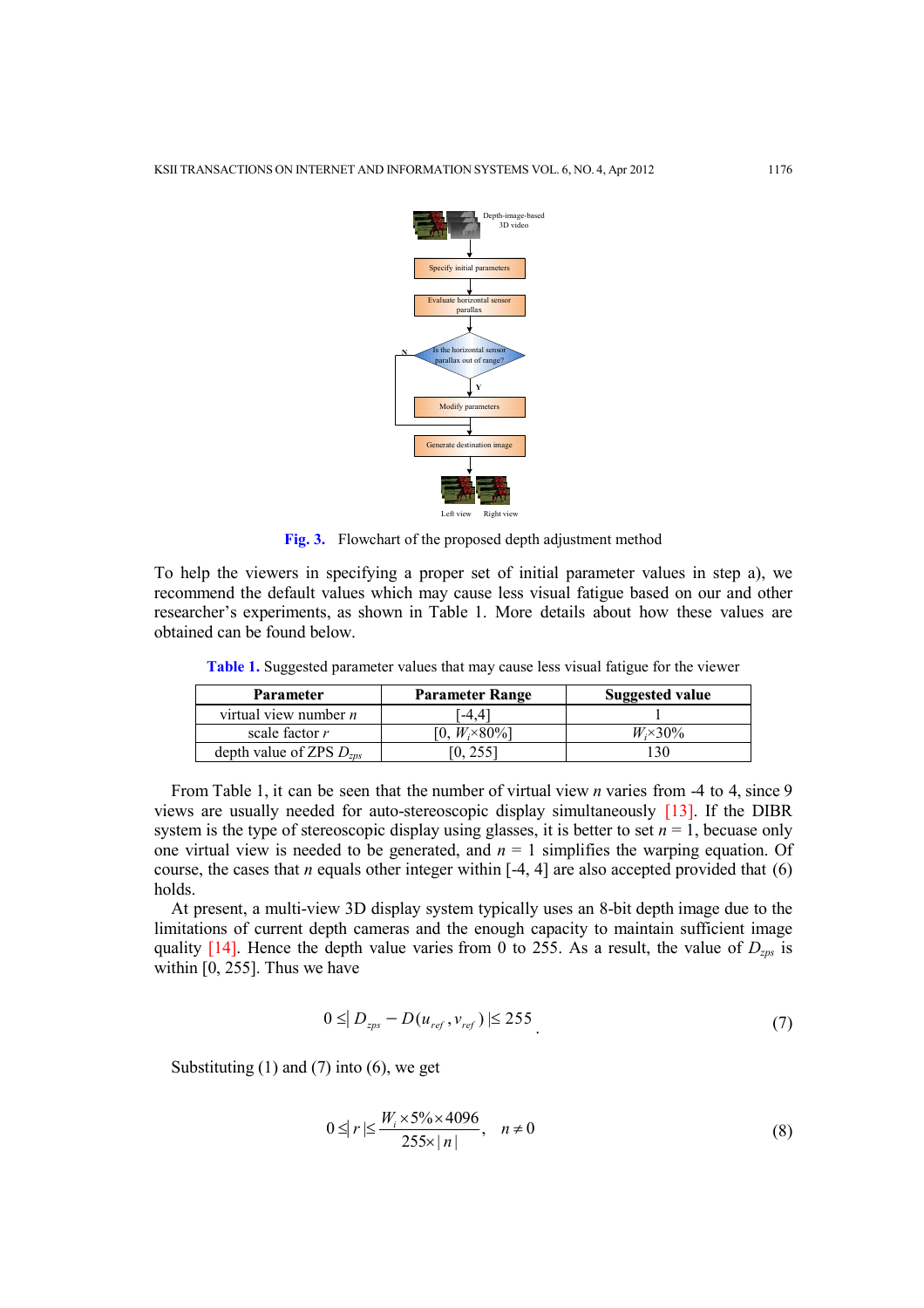Fig. 3. Flowchart of the proposed depth adjustment method

To help the viewers in specifying a proper set of initial parameter values in step a), we recommend the default values which may cause less visual fatigue based on our and other researcher's experiments, as shown in Table 1. More details about how these values are obtained can be found below.

Table 1. Suggested parameter values that may cause less visual fatigue for the viewer

| Parameter | Parameter Range | Suggested value |
|---|---|---|
| virtual view number $n$ | [-4,4] | 1 |
| scale factor $r$ | $[0, W_i \times 80\%]$ | $W_i \times 30\%$ |
| depth value of ZPS $D_{zps}$ | [0, 255] | 130 |

From Table 1, it can be seen that the number of virtual view $n$ varies from -4 to 4, since 9 views are usually needed for auto-stereoscopic display simultaneously [13]. If the DIBR system is the type of stereoscopic display using glasses, it is better to set $n = 1$, becuase only one virtual view is needed to be generated, and $n = 1$ simplifies the warping equation. Of course, the cases that $n$ equals other integer within [-4, 4] are also accepted provided that (6) holds.

At present, a multi-view 3D display system typically uses an 8-bit depth image due to the limitations of current depth cameras and the enough capacity to maintain sufficient image quality [14]. Hence the depth value varies from 0 to 255. As a result, the value of $D_{zps}$ is within [0, 255]. Thus we have

$$0 \leq | D_{zps} - D(u_{ref}, v_{ref}) | \leq 255 \tag{7}$$

Substituting (1) and (7) into (6), we get

$$0 \leq | r | \leq \frac{W_i \times 5\% \times 4096}{255 \times | n |}, \quad n \neq 0 \tag{8}$$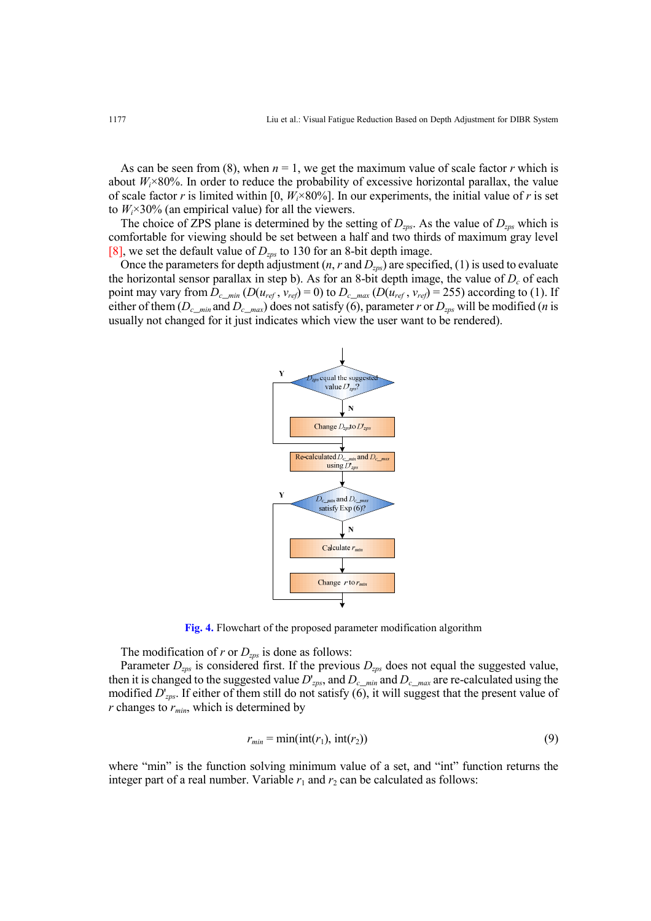As can be seen from (8), when $n = 1$, we get the maximum value of scale factor $r$ which is about $W_i \times 80\%$. In order to reduce the probability of excessive horizontal parallax, the value of scale factor $r$ is limited within $[0, W_i \times 80\%]$. In our experiments, the initial value of $r$ is set to $W_i \times 30\%$ (an empirical value) for all the viewers.

The choice of ZPS plane is determined by the setting of $D_{zps}$. As the value of $D_{zps}$ which is comfortable for viewing should be set between a half and two thirds of maximum gray level [8], we set the default value of $D_{zps}$ to 130 for an 8-bit depth image.

Once the parameters for depth adjustment ($n$, $r$ and $D_{zps}$) are specified, (1) is used to evaluate the horizontal sensor parallax in step b). As for an 8-bit depth image, the value of $D_c$ of each point may vary from $D_{c\_min}$ ($D(u_{ref}, v_{ref}) = 0$) to $D_{c\_max}$ ($D(u_{ref}, v_{ref}) = 255$) according to (1). If either of them ($D_{c\_min}$ and $D_{c\_max}$) does not satisfy (6), parameter $r$ or $D_{zps}$ will be modified ($n$ is usually not changed for it just indicates which view the user want to be rendered).

**Fig. 4.** Flowchart of the proposed parameter modification algorithm

The modification of $r$ or $D_{zps}$ is done as follows:

Parameter $D_{zps}$ is considered first. If the previous $D_{zps}$ does not equal the suggested value, then it is changed to the suggested value $D'_{zps}$, and $D_{c\_min}$ and $D_{c\_max}$ are re-calculated using the modified $D'_{zps}$. If either of them still do not satisfy (6), it will suggest that the present value of $r$ changes to $r_{min}$, which is determined by

$$r_{min} = \min(\text{int}(r_1), \text{int}(r_2)) \tag{9}$$

where "min" is the function solving minimum value of a set, and "int" function returns the integer part of a real number. Variable $r_1$ and $r_2$ can be calculated as follows: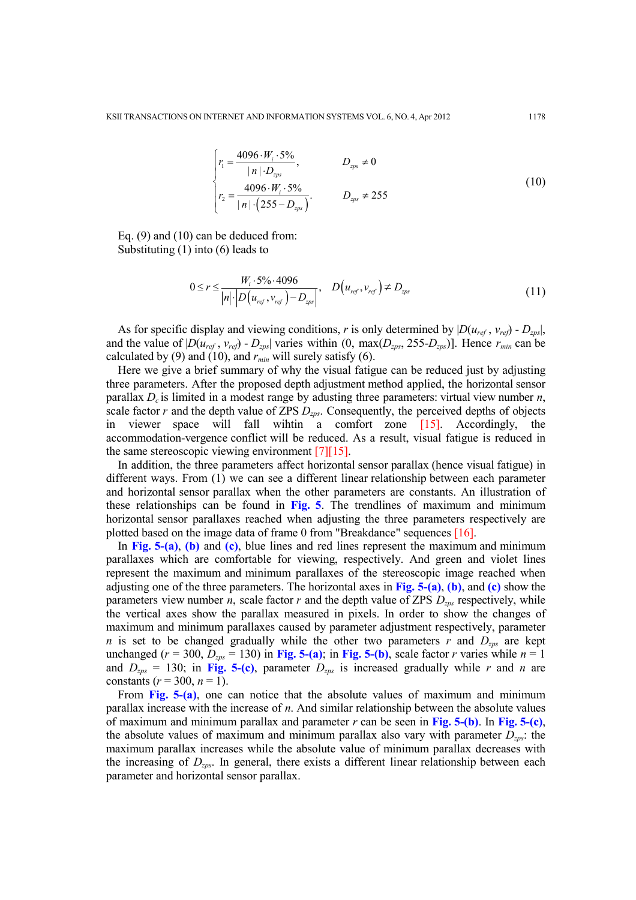$$
\begin{cases}
r_1 = \dfrac{4096 \cdot W_i \cdot 5\%}{|n| \cdot D_{zps}}, & D_{zps} \neq 0 \\
r_2 = \dfrac{4096 \cdot W_i \cdot 5\%}{|n| \cdot \left(255 - D_{zps}\right)}. & D_{zps} \neq 255
\end{cases}
\tag{10}
$$

Eq. (9) and (10) can be deduced from:
Substituting (1) into (6) leads to

$$
0 \leq r \leq \frac{W_i \cdot 5\% \cdot 4096}{|n| \cdot \left| D\left(u_{ref}, v_{ref}\right) - D_{zps} \right|}, \quad D\left(u_{ref}, v_{ref}\right) \neq D_{zps}
\tag{11}
$$

As for specific display and viewing conditions, $r$ is only determined by $|D(u_{ref}, v_{ref}) - D_{zps}|$, and the value of $|D(u_{ref}, v_{ref}) - D_{zps}|$ varies within (0, max($D_{zps}$, 255-$D_{zps}$)]. Hence $r_{min}$ can be calculated by (9) and (10), and $r_{min}$ will surely satisfy (6).

Here we give a brief summary of why the visual fatigue can be reduced just by adjusting three parameters. After the proposed depth adjustment method applied, the horizontal sensor parallax $D_c$ is limited in a modest range by adusting three parameters: virtual view number $n$, scale factor $r$ and the depth value of ZPS $D_{zps}$. Consequently, the perceived depths of objects in viewer space will fall wihtin a comfort zone [15]. Accordingly, the accommodation-vergence conflict will be reduced. As a result, visual fatigue is reduced in the same stereoscopic viewing environment [7][15].

In addition, the three parameters affect horizontal sensor parallax (hence visual fatigue) in different ways. From (1) we can see a different linear relationship between each parameter and horizontal sensor parallax when the other parameters are constants. An illustration of these relationships can be found in **Fig. 5**. The trendlines of maximum and minimum horizontal sensor parallaxes reached when adjusting the three parameters respectively are plotted based on the image data of frame 0 from "Breakdance" sequences [16].

In **Fig. 5-(a)**, **(b)** and **(c)**, blue lines and red lines represent the maximum and minimum parallaxes which are comfortable for viewing, respectively. And green and violet lines represent the maximum and minimum parallaxes of the stereoscopic image reached when adjusting one of the three parameters. The horizontal axes in **Fig. 5-(a)**, **(b)**, and **(c)** show the parameters view number $n$, scale factor $r$ and the depth value of ZPS $D_{zps}$ respectively, while the vertical axes show the parallax measured in pixels. In order to show the changes of maximum and minimum parallaxes caused by parameter adjustment respectively, parameter $n$ is set to be changed gradually while the other two parameters $r$ and $D_{zps}$ are kept unchanged ($r$ = 300, $D_{zps}$ = 130) in **Fig. 5-(a)**; in **Fig. 5-(b)**, scale factor $r$ varies while $n$ = 1 and $D_{zps}$ = 130; in **Fig. 5-(c)**, parameter $D_{zps}$ is increased gradually while $r$ and $n$ are constants ($r$ = 300, $n$ = 1).

From **Fig. 5-(a)**, one can notice that the absolute values of maximum and minimum parallax increase with the increase of $n$. And similar relationship between the absolute values of maximum and minimum parallax and parameter $r$ can be seen in **Fig. 5-(b)**. In **Fig. 5-(c)**, the absolute values of maximum and minimum parallax also vary with parameter $D_{zps}$: the maximum parallax increases while the absolute value of minimum parallax decreases with the increasing of $D_{zps}$. In general, there exists a different linear relationship between each parameter and horizontal sensor parallax.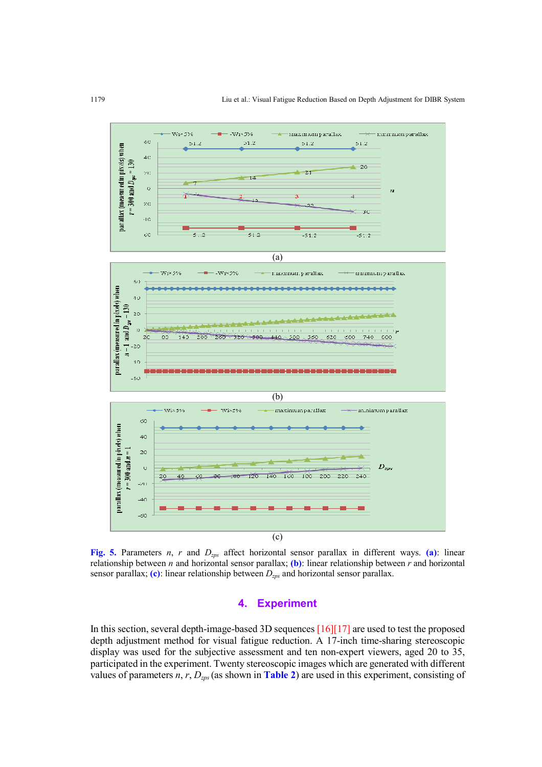(a)

(b)

(c)

**Fig. 5.** Parameters $n$, $r$ and $D_{zps}$ affect horizontal sensor parallax in different ways. **(a)**: linear relationship between $n$ and horizontal sensor parallax; **(b)**: linear relationship between $r$ and horizontal sensor parallax; **(c)**: linear relationship between $D_{zps}$ and horizontal sensor parallax.

## 4. Experiment

In this section, several depth-image-based 3D sequences [16][17] are used to test the proposed depth adjustment method for visual fatigue reduction. A 17-inch time-sharing stereoscopic display was used for the subjective assessment and ten non-expert viewers, aged 20 to 35, participated in the experiment. Twenty stereoscopic images which are generated with different values of parameters $n$, $r$, $D_{zps}$ (as shown in **Table 2**) are used in this experiment, consisting of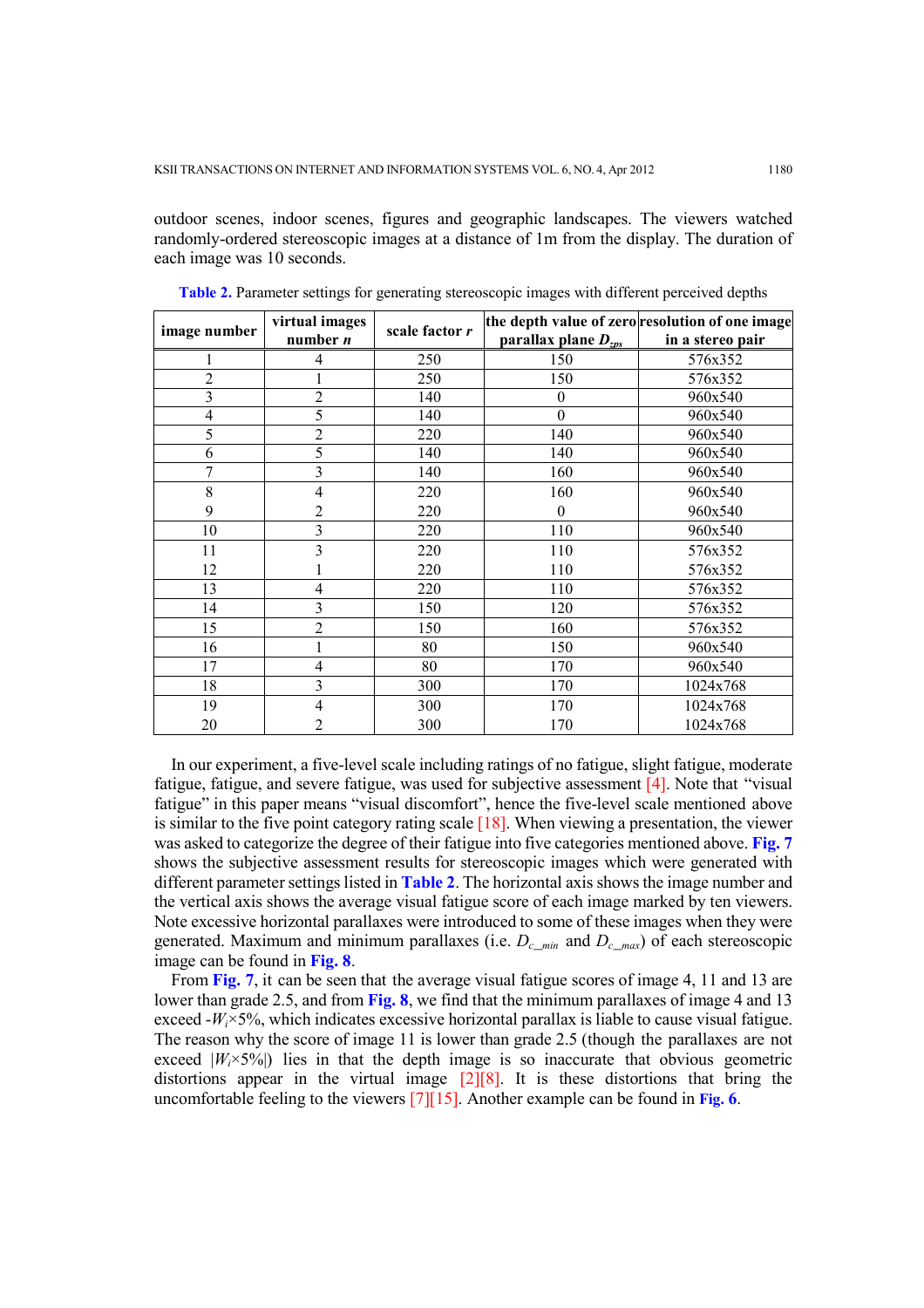outdoor scenes, indoor scenes, figures and geographic landscapes. The viewers watched randomly-ordered stereoscopic images at a distance of 1m from the display. The duration of each image was 10 seconds.

**Table 2.** Parameter settings for generating stereoscopic images with different perceived depths

| image number | virtual images number $n$ | scale factor $r$ | the depth value of zero parallax plane $D_{zps}$ | resolution of one image in a stereo pair |
|---|---|---|---|---|
| 1 | 4 | 250 | 150 | 576x352 |
| 2 | 1 | 250 | 150 | 576x352 |
| 3 | 2 | 140 | 0 | 960x540 |
| 4 | 5 | 140 | 0 | 960x540 |
| 5 | 2 | 220 | 140 | 960x540 |
| 6 | 5 | 140 | 140 | 960x540 |
| 7 | 3 | 140 | 160 | 960x540 |
| 8 | 4 | 220 | 160 | 960x540 |
| 9 | 2 | 220 | 0 | 960x540 |
| 10 | 3 | 220 | 110 | 960x540 |
| 11 | 3 | 220 | 110 | 576x352 |
| 12 | 1 | 220 | 110 | 576x352 |
| 13 | 4 | 220 | 110 | 576x352 |
| 14 | 3 | 150 | 120 | 576x352 |
| 15 | 2 | 150 | 160 | 576x352 |
| 16 | 1 | 80 | 150 | 960x540 |
| 17 | 4 | 80 | 170 | 960x540 |
| 18 | 3 | 300 | 170 | 1024x768 |
| 19 | 4 | 300 | 170 | 1024x768 |
| 20 | 2 | 300 | 170 | 1024x768 |

In our experiment, a five-level scale including ratings of no fatigue, slight fatigue, moderate fatigue, fatigue, and severe fatigue, was used for subjective assessment [4]. Note that "visual fatigue" in this paper means "visual discomfort", hence the five-level scale mentioned above is similar to the five point category rating scale [18]. When viewing a presentation, the viewer was asked to categorize the degree of their fatigue into five categories mentioned above. **Fig. 7** shows the subjective assessment results for stereoscopic images which were generated with different parameter settings listed in **Table 2**. The horizontal axis shows the image number and the vertical axis shows the average visual fatigue score of each image marked by ten viewers. Note excessive horizontal parallaxes were introduced to some of these images when they were generated. Maximum and minimum parallaxes (i.e. $D_{c\_min}$ and $D_{c\_max}$) of each stereoscopic image can be found in **Fig. 8**.

From **Fig. 7**, it can be seen that the average visual fatigue scores of image 4, 11 and 13 are lower than grade 2.5, and from **Fig. 8**, we find that the minimum parallaxes of image 4 and 13 exceed $-W_i \times 5\%$, which indicates excessive horizontal parallax is liable to cause visual fatigue. The reason why the score of image 11 is lower than grade 2.5 (though the parallaxes are not exceed $|W_i \times 5\%|$) lies in that the depth image is so inaccurate that obvious geometric distortions appear in the virtual image [2][8]. It is these distortions that bring the uncomfortable feeling to the viewers [7][15]. Another example can be found in **Fig. 6**.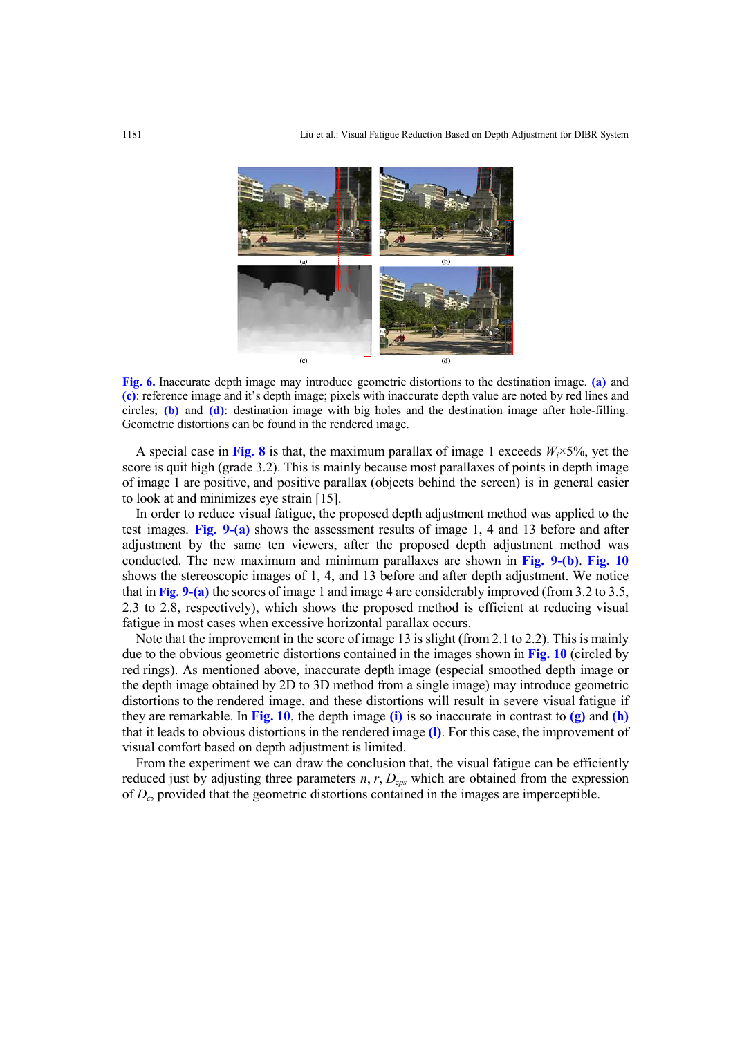Fig. 6. Inaccurate depth image may introduce geometric distortions to the destination image. (a) and (c): reference image and it's depth image; pixels with inaccurate depth value are noted by red lines and circles; (b) and (d): destination image with big holes and the destination image after hole-filling. Geometric distortions can be found in the rendered image.

A special case in Fig. 8 is that, the maximum parallax of image 1 exceeds $W_i$×5%, yet the score is quit high (grade 3.2). This is mainly because most parallaxes of points in depth image of image 1 are positive, and positive parallax (objects behind the screen) is in general easier to look at and minimizes eye strain [15].

In order to reduce visual fatigue, the proposed depth adjustment method was applied to the test images. Fig. 9-(a) shows the assessment results of image 1, 4 and 13 before and after adjustment by the same ten viewers, after the proposed depth adjustment method was conducted. The new maximum and minimum parallaxes are shown in Fig. 9-(b). Fig. 10 shows the stereoscopic images of 1, 4, and 13 before and after depth adjustment. We notice that in Fig. 9-(a) the scores of image 1 and image 4 are considerably improved (from 3.2 to 3.5, 2.3 to 2.8, respectively), which shows the proposed method is efficient at reducing visual fatigue in most cases when excessive horizontal parallax occurs.

Note that the improvement in the score of image 13 is slight (from 2.1 to 2.2). This is mainly due to the obvious geometric distortions contained in the images shown in Fig. 10 (circled by red rings). As mentioned above, inaccurate depth image (especial smoothed depth image or the depth image obtained by 2D to 3D method from a single image) may introduce geometric distortions to the rendered image, and these distortions will result in severe visual fatigue if they are remarkable. In Fig. 10, the depth image (i) is so inaccurate in contrast to (g) and (h) that it leads to obvious distortions in the rendered image (l). For this case, the improvement of visual comfort based on depth adjustment is limited.

From the experiment we can draw the conclusion that, the visual fatigue can be efficiently reduced just by adjusting three parameters $n$, $r$, $D_{zps}$ which are obtained from the expression of $D_c$, provided that the geometric distortions contained in the images are imperceptible.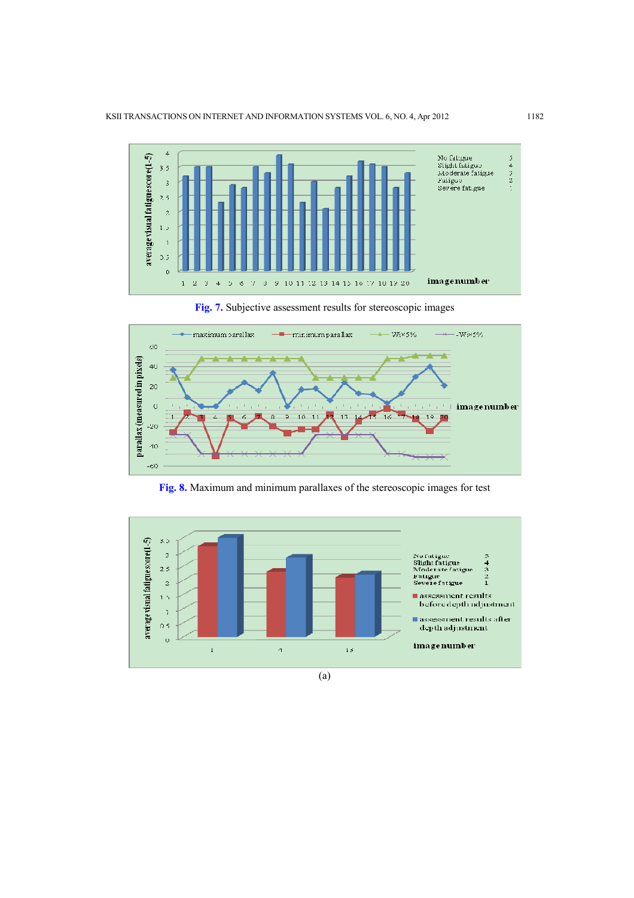Fig. 7. Subjective assessment results for stereoscopic images

Fig. 8. Maximum and minimum parallaxes of the stereoscopic images for test

(a)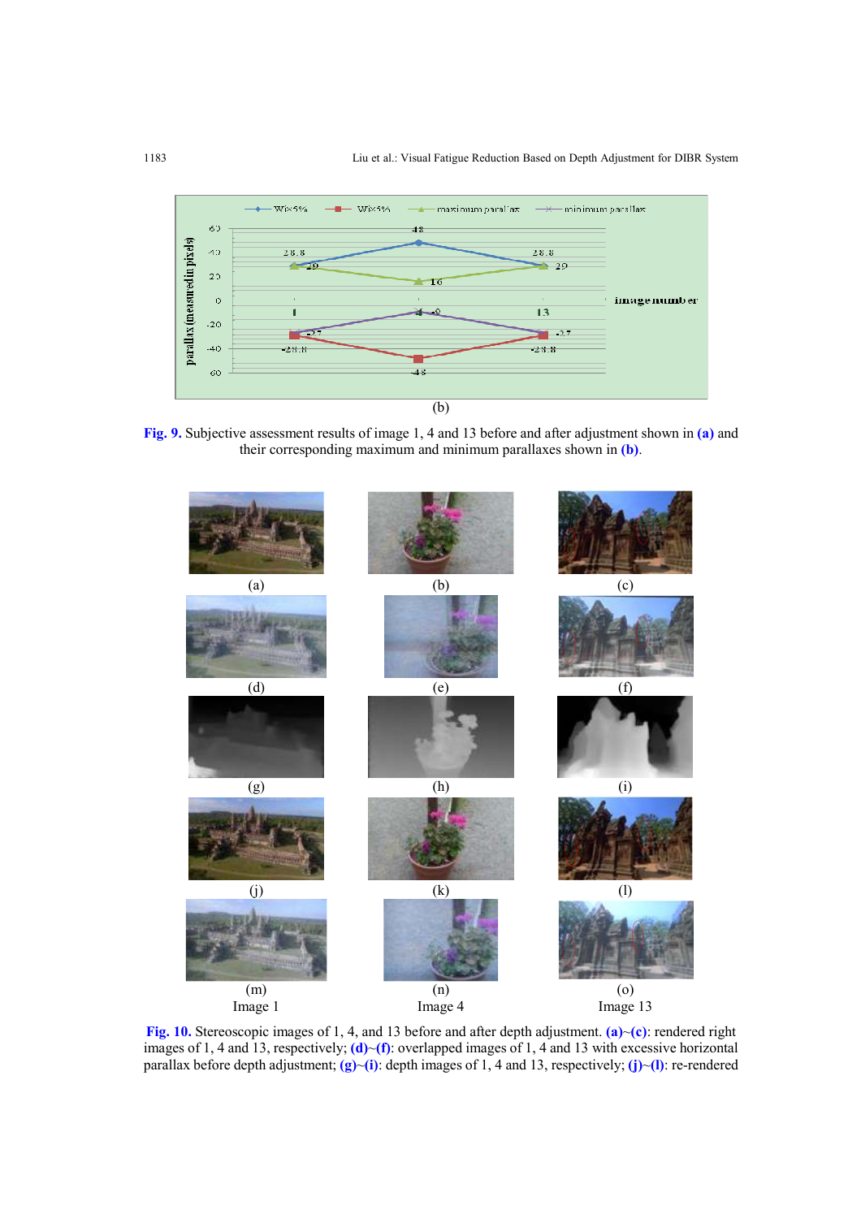(b)

**Fig. 9.** Subjective assessment results of image 1, 4 and 13 before and after adjustment shown in **(a)** and their corresponding maximum and minimum parallaxes shown in **(b)**.

(a) (b) (c)

(d) (e) (f)

(g) (h) (i)

(j) (k) (l)

(m) Image 1 (n) Image 4 (o) Image 13

**Fig. 10.** Stereoscopic images of 1, 4, and 13 before and after depth adjustment. **(a)~(c)**: rendered right images of 1, 4 and 13, respectively; **(d)~(f)**: overlapped images of 1, 4 and 13 with excessive horizontal parallax before depth adjustment; **(g)~(i)**: depth images of 1, 4 and 13, respectively; **(j)~(l)**: re-rendered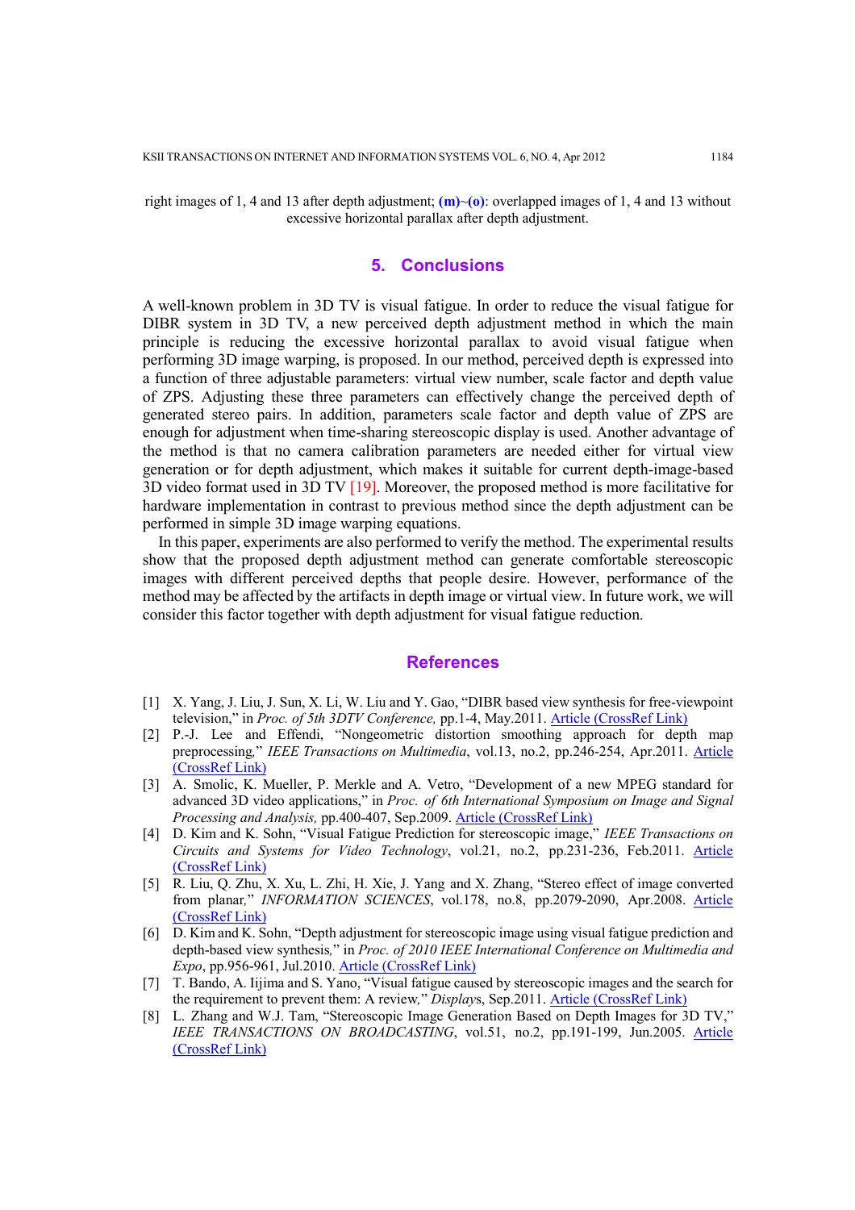right images of 1, 4 and 13 after depth adjustment; **(m)**~**(o)**: overlapped images of 1, 4 and 13 without excessive horizontal parallax after depth adjustment.

## 5. Conclusions

A well-known problem in 3D TV is visual fatigue. In order to reduce the visual fatigue for DIBR system in 3D TV, a new perceived depth adjustment method in which the main principle is reducing the excessive horizontal parallax to avoid visual fatigue when performing 3D image warping, is proposed. In our method, perceived depth is expressed into a function of three adjustable parameters: virtual view number, scale factor and depth value of ZPS. Adjusting these three parameters can effectively change the perceived depth of generated stereo pairs. In addition, parameters scale factor and depth value of ZPS are enough for adjustment when time-sharing stereoscopic display is used. Another advantage of the method is that no camera calibration parameters are needed either for virtual view generation or for depth adjustment, which makes it suitable for current depth-image-based 3D video format used in 3D TV [19]. Moreover, the proposed method is more facilitative for hardware implementation in contrast to previous method since the depth adjustment can be performed in simple 3D image warping equations.

In this paper, experiments are also performed to verify the method. The experimental results show that the proposed depth adjustment method can generate comfortable stereoscopic images with different perceived depths that people desire. However, performance of the method may be affected by the artifacts in depth image or virtual view. In future work, we will consider this factor together with depth adjustment for visual fatigue reduction.

## References

[1] X. Yang, J. Liu, J. Sun, X. Li, W. Liu and Y. Gao, "DIBR based view synthesis for free-viewpoint television," in *Proc. of 5th 3DTV Conference,* pp.1-4, May.2011. Article (CrossRef Link)

[2] P.-J. Lee and Effendi, "Nongeometric distortion smoothing approach for depth map preprocessing," *IEEE Transactions on Multimedia*, vol.13, no.2, pp.246-254, Apr.2011. Article (CrossRef Link)

[3] A. Smolic, K. Mueller, P. Merkle and A. Vetro, "Development of a new MPEG standard for advanced 3D video applications," in *Proc. of 6th International Symposium on Image and Signal Processing and Analysis,* pp.400-407, Sep.2009. Article (CrossRef Link)

[4] D. Kim and K. Sohn, "Visual Fatigue Prediction for stereoscopic image," *IEEE Transactions on Circuits and Systems for Video Technology*, vol.21, no.2, pp.231-236, Feb.2011. Article (CrossRef Link)

[5] R. Liu, Q. Zhu, X. Xu, L. Zhi, H. Xie, J. Yang and X. Zhang, "Stereo effect of image converted from planar," *INFORMATION SCIENCES*, vol.178, no.8, pp.2079-2090, Apr.2008. Article (CrossRef Link)

[6] D. Kim and K. Sohn, "Depth adjustment for stereoscopic image using visual fatigue prediction and depth-based view synthesis," in *Proc. of 2010 IEEE International Conference on Multimedia and Expo*, pp.956-961, Jul.2010. Article (CrossRef Link)

[7] T. Bando, A. Iijima and S. Yano, "Visual fatigue caused by stereoscopic images and the search for the requirement to prevent them: A review," *Displays*, Sep.2011. Article (CrossRef Link)

[8] L. Zhang and W.J. Tam, "Stereoscopic Image Generation Based on Depth Images for 3D TV," *IEEE TRANSACTIONS ON BROADCASTING*, vol.51, no.2, pp.191-199, Jun.2005. Article (CrossRef Link)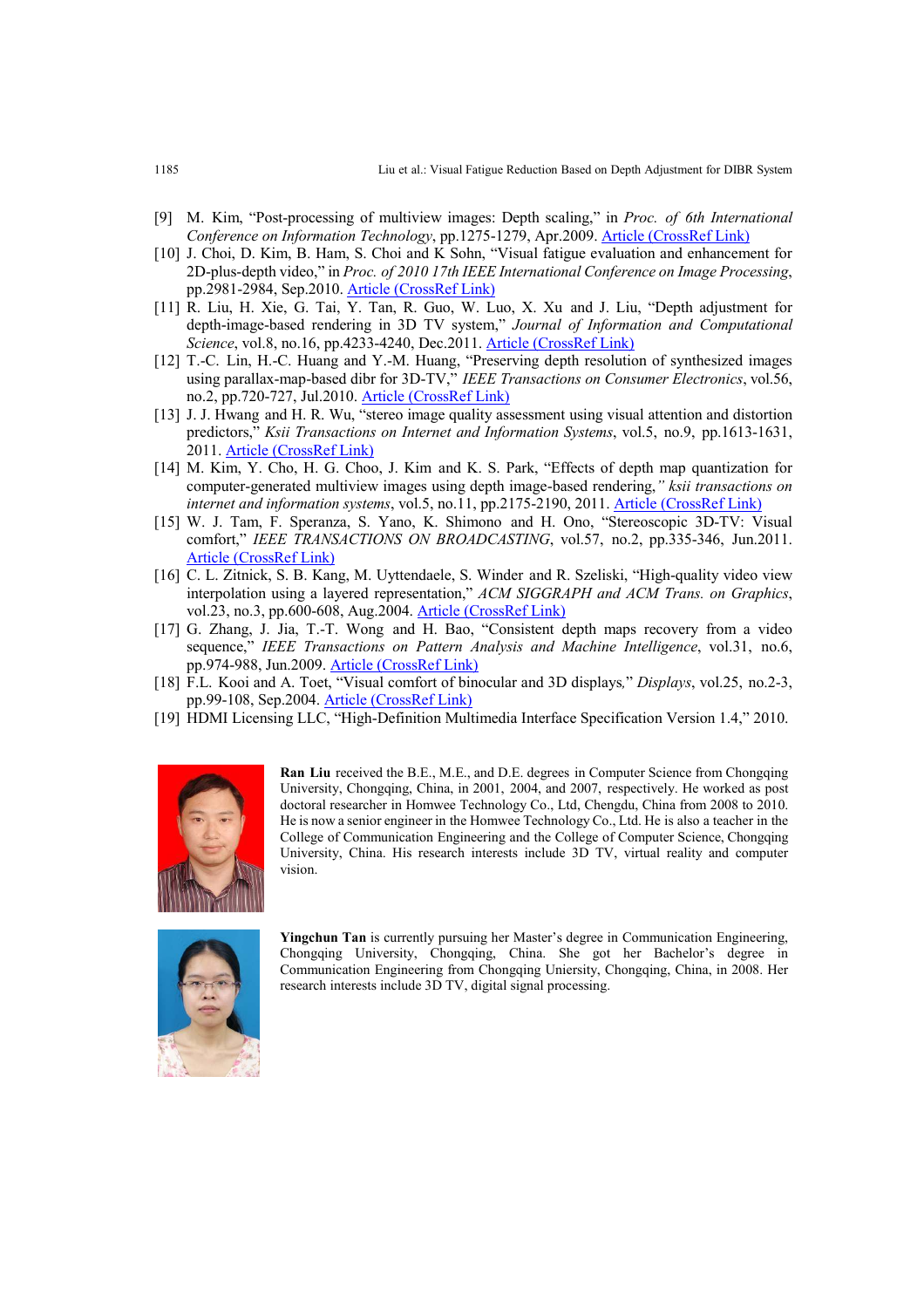[9] M. Kim, "Post-processing of multiview images: Depth scaling," in *Proc. of 6th International Conference on Information Technology*, pp.1275-1279, Apr.2009. Article (CrossRef Link)

[10] J. Choi, D. Kim, B. Ham, S. Choi and K Sohn, "Visual fatigue evaluation and enhancement for 2D-plus-depth video," in *Proc. of 2010 17th IEEE International Conference on Image Processing*, pp.2981-2984, Sep.2010. Article (CrossRef Link)

[11] R. Liu, H. Xie, G. Tai, Y. Tan, R. Guo, W. Luo, X. Xu and J. Liu, "Depth adjustment for depth-image-based rendering in 3D TV system," *Journal of Information and Computational Science*, vol.8, no.16, pp.4233-4240, Dec.2011. Article (CrossRef Link)

[12] T.-C. Lin, H.-C. Huang and Y.-M. Huang, "Preserving depth resolution of synthesized images using parallax-map-based dibr for 3D-TV," *IEEE Transactions on Consumer Electronics*, vol.56, no.2, pp.720-727, Jul.2010. Article (CrossRef Link)

[13] J. J. Hwang and H. R. Wu, "stereo image quality assessment using visual attention and distortion predictors," *Ksii Transactions on Internet and Information Systems*, vol.5, no.9, pp.1613-1631, 2011. Article (CrossRef Link)

[14] M. Kim, Y. Cho, H. G. Choo, J. Kim and K. S. Park, "Effects of depth map quantization for computer-generated multiview images using depth image-based rendering," *ksii transactions on internet and information systems*, vol.5, no.11, pp.2175-2190, 2011. Article (CrossRef Link)

[15] W. J. Tam, F. Speranza, S. Yano, K. Shimono and H. Ono, "Stereoscopic 3D-TV: Visual comfort," *IEEE TRANSACTIONS ON BROADCASTING*, vol.57, no.2, pp.335-346, Jun.2011. Article (CrossRef Link)

[16] C. L. Zitnick, S. B. Kang, M. Uyttendaele, S. Winder and R. Szeliski, "High-quality video view interpolation using a layered representation," *ACM SIGGRAPH and ACM Trans. on Graphics*, vol.23, no.3, pp.600-608, Aug.2004. Article (CrossRef Link)

[17] G. Zhang, J. Jia, T.-T. Wong and H. Bao, "Consistent depth maps recovery from a video sequence," *IEEE Transactions on Pattern Analysis and Machine Intelligence*, vol.31, no.6, pp.974-988, Jun.2009. Article (CrossRef Link)

[18] F.L. Kooi and A. Toet, "Visual comfort of binocular and 3D displays," *Displays*, vol.25, no.2-3, pp.99-108, Sep.2004. Article (CrossRef Link)

[19] HDMI Licensing LLC, "High-Definition Multimedia Interface Specification Version 1.4," 2010.

**Ran Liu** received the B.E., M.E., and D.E. degrees in Computer Science from Chongqing University, Chongqing, China, in 2001, 2004, and 2007, respectively. He worked as post doctoral researcher in Homwee Technology Co., Ltd, Chengdu, China from 2008 to 2010. He is now a senior engineer in the Homwee Technology Co., Ltd. He is also a teacher in the College of Communication Engineering and the College of Computer Science, Chongqing University, China. His research interests include 3D TV, virtual reality and computer vision.

**Yingchun Tan** is currently pursuing her Master's degree in Communication Engineering, Chongqing University, Chongqing, China. She got her Bachelor's degree in Communication Engineering from Chongqing Uniersity, Chongqing, China, in 2008. Her research interests include 3D TV, digital signal processing.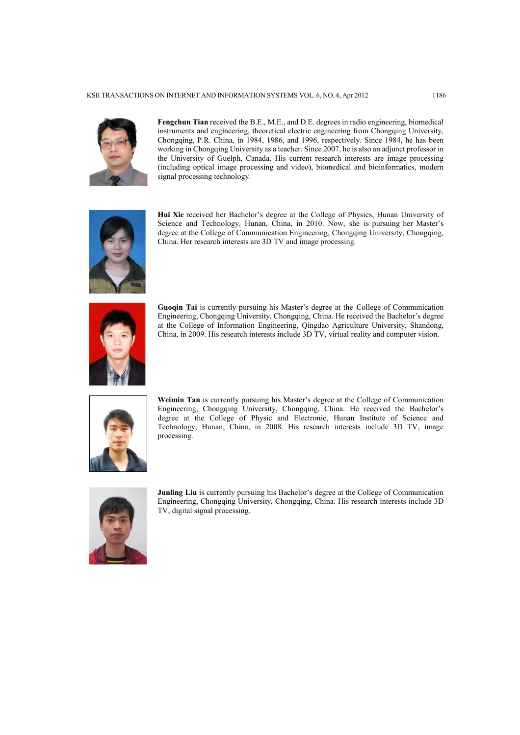**Fengchun Tian** received the B.E., M.E., and D.E. degrees in radio engineering, biomedical instruments and engineering, theoretical electric engineering from Chongqing University, Chongqing, P.R. China, in 1984, 1986, and 1996, respectively. Since 1984, he has been working in Chongqing University as a teacher. Since 2007, he is also an adjunct professor in the University of Guelph, Canada. His current research interests are image processing (including optical image processing and video), biomedical and bioinformatics, modern signal processing technology.

**Hui Xie** received her Bachelor's degree at the College of Physics, Hunan University of Science and Technology, Hunan, China, in 2010. Now, she is pursuing her Master's degree at the College of Communication Engineering, Chongqing University, Chongqing, China. Her research interests are 3D TV and image processing.

**Guoqin Tai** is currently pursuing his Master's degree at the College of Communication Engineering, Chongqing University, Chongqing, China. He received the Bachelor's degree at the College of Information Engineering, Qingdao Agriculture University, Shandong, China, in 2009. His research interests include 3D TV, virtual reality and computer vision.

**Weimin Tan** is currently pursuing his Master's degree at the College of Communication Engineering, Chongqing University, Chongqing, China. He received the Bachelor's degree at the College of Physic and Electronic, Hunan Institute of Science and Technology, Hunan, China, in 2008. His research interests include 3D TV, image processing.

**Junling Liu** is currently pursuing his Bachelor's degree at the College of Communication Engineering, Chongqing University, Chongqing, China. His research interests include 3D TV, digital signal processing.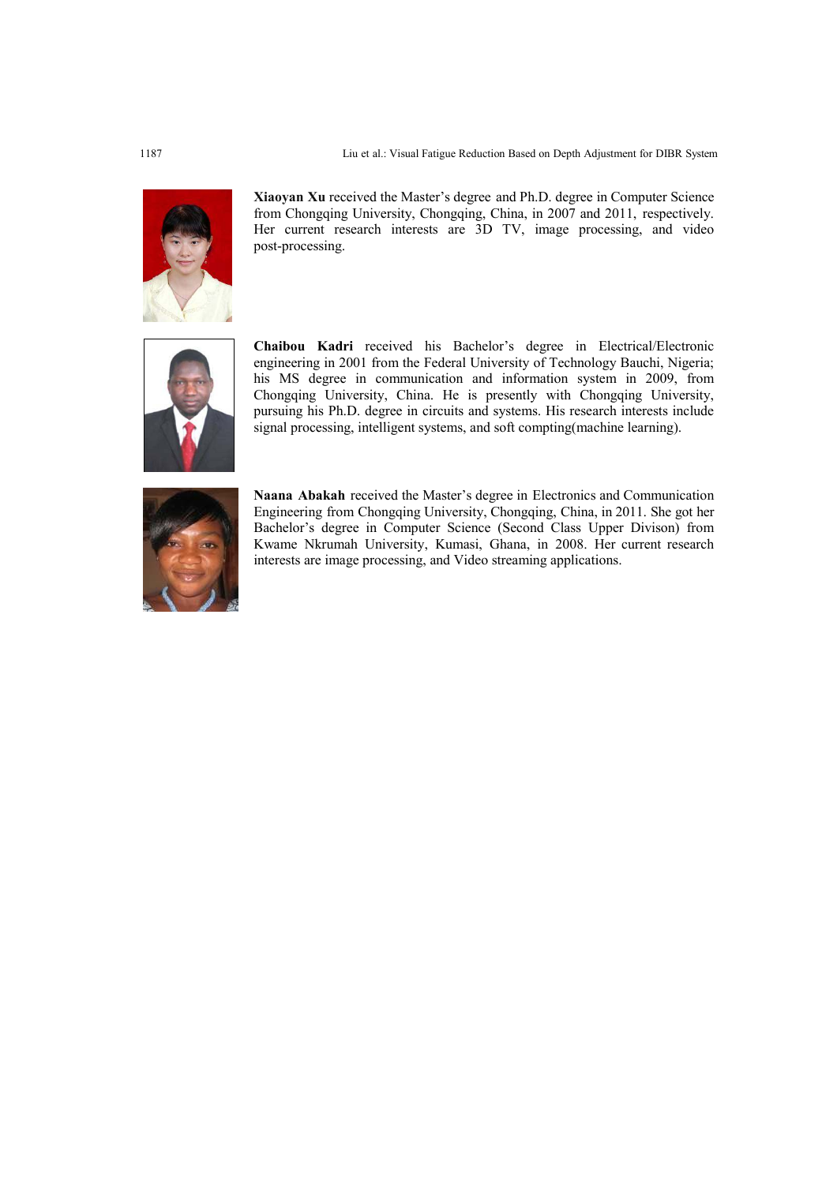**Xiaoyan Xu** received the Master's degree and Ph.D. degree in Computer Science from Chongqing University, Chongqing, China, in 2007 and 2011, respectively. Her current research interests are 3D TV, image processing, and video post-processing.

**Chaibou Kadri** received his Bachelor's degree in Electrical/Electronic engineering in 2001 from the Federal University of Technology Bauchi, Nigeria; his MS degree in communication and information system in 2009, from Chongqing University, China. He is presently with Chongqing University, pursuing his Ph.D. degree in circuits and systems. His research interests include signal processing, intelligent systems, and soft compting(machine learning).

**Naana Abakah** received the Master's degree in Electronics and Communication Engineering from Chongqing University, Chongqing, China, in 2011. She got her Bachelor's degree in Computer Science (Second Class Upper Divison) from Kwame Nkrumah University, Kumasi, Ghana, in 2008. Her current research interests are image processing, and Video streaming applications.